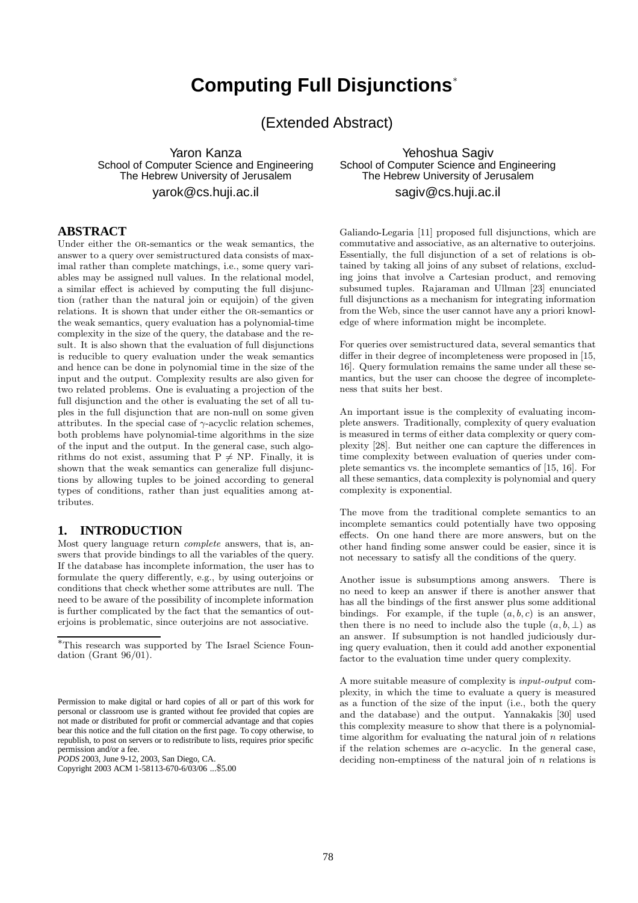# Computing Full Disjunctions*

(Extended Abstract)

Yaron Kanza
School of Computer Science and Engineering
The Hebrew University of Jerusalem
yarok@cs.huji.ac.il

Yehoshua Sagiv
School of Computer Science and Engineering
The Hebrew University of Jerusalem
sagiv@cs.huji.ac.il

## ABSTRACT

Under either the OR-semantics or the weak semantics, the answer to a query over semistructured data consists of maximal rather than complete matchings, i.e., some query variables may be assigned null values. In the relational model, a similar effect is achieved by computing the full disjunction (rather than the natural join or equijoin) of the given relations. It is shown that under either the OR-semantics or the weak semantics, query evaluation has a polynomial-time complexity in the size of the query, the database and the result. It is also shown that the evaluation of full disjunctions is reducible to query evaluation under the weak semantics and hence can be done in polynomial time in the size of the input and the output. Complexity results are also given for two related problems. One is evaluating a projection of the full disjunction and the other is evaluating the set of all tuples in the full disjunction that are non-null on some given attributes. In the special case of $\gamma$-acyclic relation schemes, both problems have polynomial-time algorithms in the size of the input and the output. In the general case, such algorithms do not exist, assuming that $\mathrm{P} \neq \mathrm{NP}$. Finally, it is shown that the weak semantics can generalize full disjunctions by allowing tuples to be joined according to general types of conditions, rather than just equalities among attributes.

## 1. INTRODUCTION

Most query language return *complete* answers, that is, answers that provide bindings to all the variables of the query. If the database has incomplete information, the user has to formulate the query differently, e.g., by using outerjoins or conditions that check whether some attributes are null. The need to be aware of the possibility of incomplete information is further complicated by the fact that the semantics of outerjoins is problematic, since outerjoins are not associative.

*This research was supported by The Israel Science Foundation (Grant 96/01).

Permission to make digital or hard copies of all or part of this work for personal or classroom use is granted without fee provided that copies are not made or distributed for profit or commercial advantage and that copies bear this notice and the full citation on the first page. To copy otherwise, to republish, to post on servers or to redistribute to lists, requires prior specific permission and/or a fee.
*PODS* 2003, June 9-12, 2003, San Diego, CA.
Copyright 2003 ACM 1-58113-670-6/03/06 ...$5.00

Galiando-Legaria [11] proposed full disjunctions, which are commutative and associative, as an alternative to outerjoins. Essentially, the full disjunction of a set of relations is obtained by taking all joins of any subset of relations, excluding joins that involve a Cartesian product, and removing subsumed tuples. Rajaraman and Ullman [23] enunciated full disjunctions as a mechanism for integrating information from the Web, since the user cannot have any a priori knowledge of where information might be incomplete.

For queries over semistructured data, several semantics that differ in their degree of incompleteness were proposed in [15, 16]. Query formulation remains the same under all these semantics, but the user can choose the degree of incompleteness that suits her best.

An important issue is the complexity of evaluating incomplete answers. Traditionally, complexity of query evaluation is measured in terms of either data complexity or query complexity [28]. But neither one can capture the differences in time complexity between evaluation of queries under complete semantics vs. the incomplete semantics of [15, 16]. For all these semantics, data complexity is polynomial and query complexity is exponential.

The move from the traditional complete semantics to an incomplete semantics could potentially have two opposing effects. On one hand there are more answers, but on the other hand finding some answer could be easier, since it is not necessary to satisfy all the conditions of the query.

Another issue is subsumptions among answers. There is no need to keep an answer if there is another answer that has all the bindings of the first answer plus some additional bindings. For example, if the tuple $(a, b, c)$ is an answer, then there is no need to include also the tuple $(a, b, \perp)$ as an answer. If subsumption is not handled judiciously during query evaluation, then it could add another exponential factor to the evaluation time under query complexity.

A more suitable measure of complexity is *input-output* complexity, in which the time to evaluate a query is measured as a function of the size of the input (i.e., both the query and the database) and the output. Yannakakis [30] used this complexity measure to show that there is a polynomial-time algorithm for evaluating the natural join of $n$ relations if the relation schemes are $\alpha$-acyclic. In the general case, deciding non-emptiness of the natural join of $n$ relations is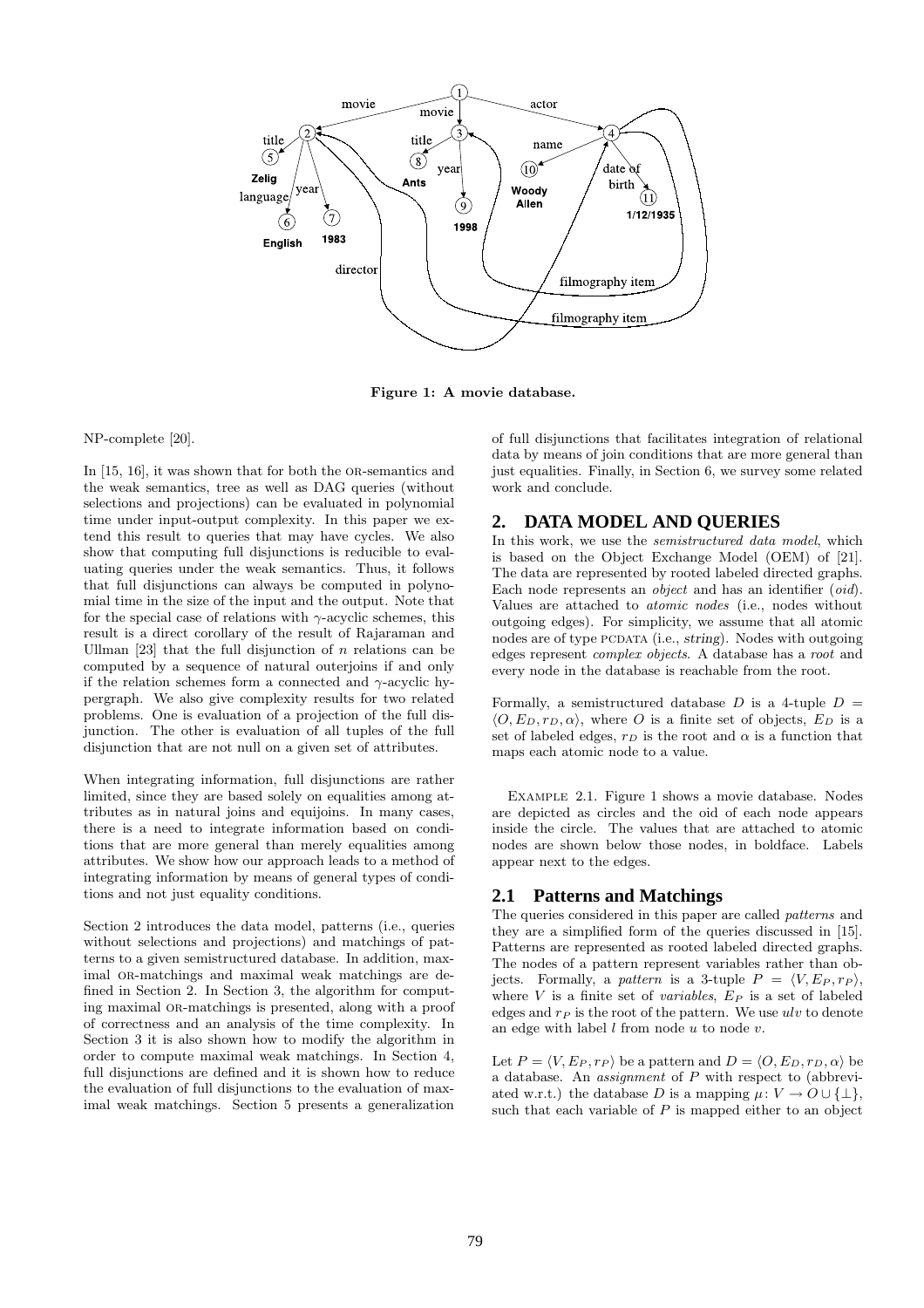Figure 1: A movie database.

NP-complete [20].

In [15, 16], it was shown that for both the OR-semantics and the weak semantics, tree as well as DAG queries (without selections and projections) can be evaluated in polynomial time under input-output complexity. In this paper we extend this result to queries that may have cycles. We also show that computing full disjunctions is reducible to evaluating queries under the weak semantics. Thus, it follows that full disjunctions can always be computed in polynomial time in the size of the input and the output. Note that for the special case of relations with $\gamma$-acyclic schemes, this result is a direct corollary of the result of Rajaraman and Ullman [23] that the full disjunction of $n$ relations can be computed by a sequence of natural outerjoins if and only if the relation schemes form a connected and $\gamma$-acyclic hypergraph. We also give complexity results for two related problems. One is evaluation of a projection of the full disjunction. The other is evaluation of all tuples of the full disjunction that are not null on a given set of attributes.

When integrating information, full disjunctions are rather limited, since they are based solely on equalities among attributes as in natural joins and equijoins. In many cases, there is a need to integrate information based on conditions that are more general than merely equalities among attributes. We show how our approach leads to a method of integrating information by means of general types of conditions and not just equality conditions.

Section 2 introduces the data model, patterns (i.e., queries without selections and projections) and matchings of patterns to a given semistructured database. In addition, maximal OR-matchings and maximal weak matchings are defined in Section 2. In Section 3, the algorithm for computing maximal OR-matchings is presented, along with a proof of correctness and an analysis of the time complexity. In Section 3 it is also shown how to modify the algorithm in order to compute maximal weak matchings. In Section 4, full disjunctions are defined and it is shown how to reduce the evaluation of full disjunctions to the evaluation of maximal weak matchings. Section 5 presents a generalization of full disjunctions that facilitates integration of relational data by means of join conditions that are more general than just equalities. Finally, in Section 6, we survey some related work and conclude.

## 2. DATA MODEL AND QUERIES

In this work, we use the *semistructured data model*, which is based on the Object Exchange Model (OEM) of [21]. The data are represented by rooted labeled directed graphs. Each node represents an *object* and has an identifier (*oid*). Values are attached to *atomic nodes* (i.e., nodes without outgoing edges). For simplicity, we assume that all atomic nodes are of type PCDATA (i.e., *string*). Nodes with outgoing edges represent *complex objects*. A database has a *root* and every node in the database is reachable from the root.

Formally, a semistructured database $D$ is a 4-tuple $D = \langle O, E_D, r_D, \alpha \rangle$, where $O$ is a finite set of objects, $E_D$ is a set of labeled edges, $r_D$ is the root and $\alpha$ is a function that maps each atomic node to a value.

EXAMPLE 2.1. Figure 1 shows a movie database. Nodes are depicted as circles and the oid of each node appears inside the circle. The values that are attached to atomic nodes are shown below those nodes, in boldface. Labels appear next to the edges.

### 2.1 Patterns and Matchings

The queries considered in this paper are called *patterns* and they are a simplified form of the queries discussed in [15]. Patterns are represented as rooted labeled directed graphs. The nodes of a pattern represent variables rather than objects. Formally, a *pattern* is a 3-tuple $P = \langle V, E_P, r_P \rangle$, where $V$ is a finite set of *variables*, $E_P$ is a set of labeled edges and $r_P$ is the root of the pattern. We use $ulv$ to denote an edge with label $l$ from node $u$ to node $v$.

Let $P = \langle V, E_P, r_P \rangle$ be a pattern and $D = \langle O, E_D, r_D, \alpha \rangle$ be a database. An *assignment* of $P$ with respect to (abbreviated w.r.t.) the database $D$ is a mapping $\mu \colon V \to O \cup \{\bot\}$, such that each variable of $P$ is mapped either to an object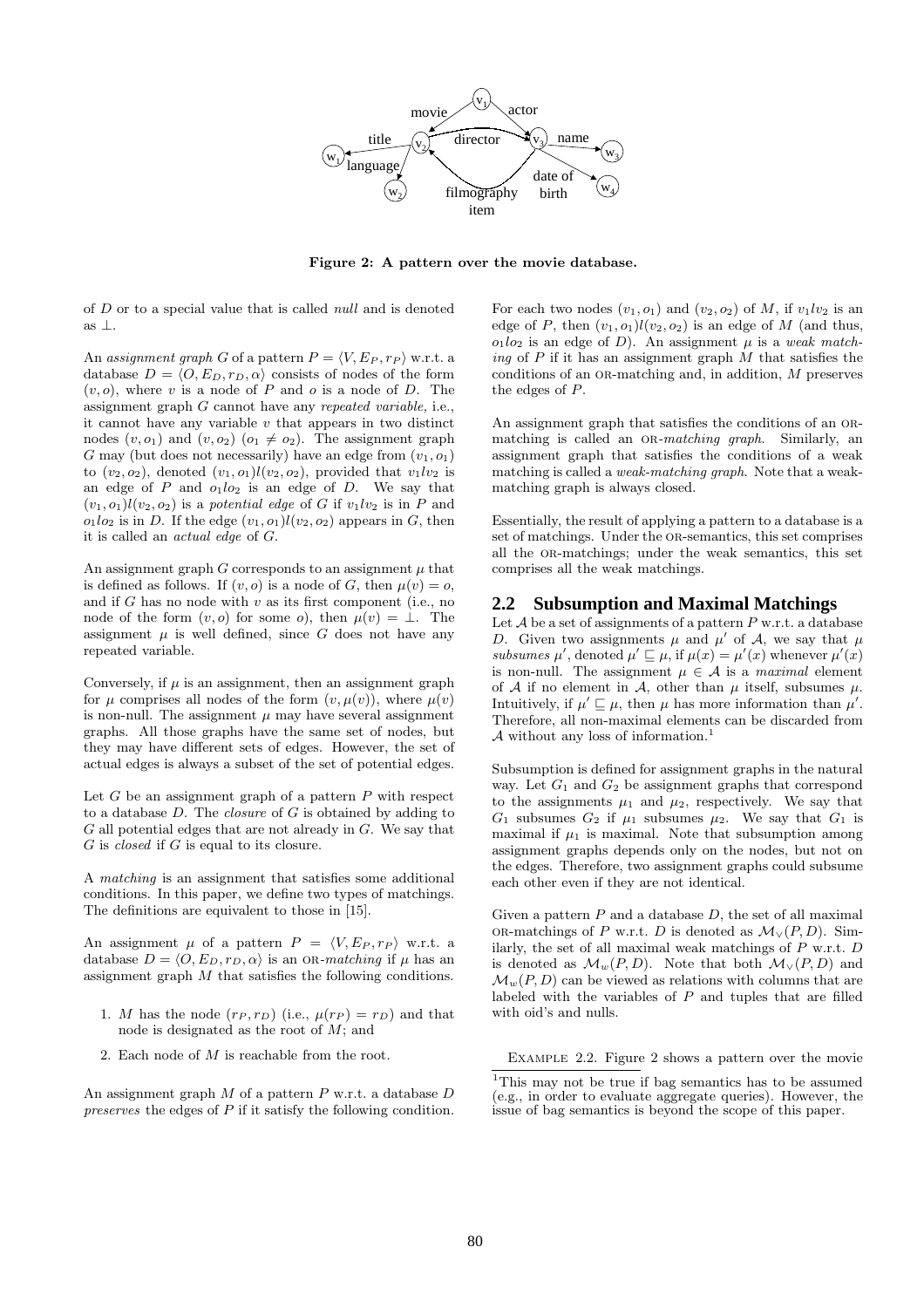Figure 2: A pattern over the movie database.

of $D$ or to a special value that is called *null* and is denoted as $\perp$.

An *assignment graph* $G$ of a pattern $P = \langle V, E_P, r_P \rangle$ w.r.t. a database $D = \langle O, E_D, r_D, \alpha \rangle$ consists of nodes of the form $(v, o)$, where $v$ is a node of $P$ and $o$ is a node of $D$. The assignment graph $G$ cannot have any *repeated variable,* i.e., it cannot have any variable $v$ that appears in two distinct nodes $(v, o_1)$ and $(v, o_2)$ $(o_1 \neq o_2)$. The assignment graph $G$ may (but does not necessarily) have an edge from $(v_1, o_1)$ to $(v_2, o_2)$, denoted $(v_1, o_1)l(v_2, o_2)$, provided that $v_1 l v_2$ is an edge of $P$ and $o_1 l o_2$ is an edge of $D$. We say that $(v_1, o_1)l(v_2, o_2)$ is a *potential edge* of $G$ if $v_1 l v_2$ is in $P$ and $o_1 l o_2$ is in $D$. If the edge $(v_1, o_1)l(v_2, o_2)$ appears in $G$, then it is called an *actual edge* of $G$.

An assignment graph $G$ corresponds to an assignment $\mu$ that is defined as follows. If $(v, o)$ is a node of $G$, then $\mu(v) = o$, and if $G$ has no node with $v$ as its first component (i.e., no node of the form $(v, o)$ for some $o$), then $\mu(v) = \perp$. The assignment $\mu$ is well defined, since $G$ does not have any repeated variable.

Conversely, if $\mu$ is an assignment, then an assignment graph for $\mu$ comprises all nodes of the form $(v, \mu(v))$, where $\mu(v)$ is non-null. The assignment $\mu$ may have several assignment graphs. All those graphs have the same set of nodes, but they may have different sets of edges. However, the set of actual edges is always a subset of the set of potential edges.

Let $G$ be an assignment graph of a pattern $P$ with respect to a database $D$. The *closure* of $G$ is obtained by adding to $G$ all potential edges that are not already in $G$. We say that $G$ is *closed* if $G$ is equal to its closure.

A *matching* is an assignment that satisfies some additional conditions. In this paper, we define two types of matchings. The definitions are equivalent to those in [15].

An assignment $\mu$ of a pattern $P = \langle V, E_P, r_P \rangle$ w.r.t. a database $D = \langle O, E_D, r_D, \alpha \rangle$ is an OR-*matching* if $\mu$ has an assignment graph $M$ that satisfies the following conditions.

1. $M$ has the node $(r_P, r_D)$ (i.e., $\mu(r_P) = r_D$) and that node is designated as the root of $M$; and
2. Each node of $M$ is reachable from the root.

An assignment graph $M$ of a pattern $P$ w.r.t. a database $D$ *preserves* the edges of $P$ if it satisfy the following condition. For each two nodes $(v_1, o_1)$ and $(v_2, o_2)$ of $M$, if $v_1 l v_2$ is an edge of $P$, then $(v_1, o_1)l(v_2, o_2)$ is an edge of $M$ (and thus, $o_1 l o_2$ is an edge of $D$). An assignment $\mu$ is a *weak matching* of $P$ if it has an assignment graph $M$ that satisfies the conditions of an OR-matching and, in addition, $M$ preserves the edges of $P$.

An assignment graph that satisfies the conditions of an OR-matching is called an OR-*matching graph*. Similarly, an assignment graph that satisfies the conditions of a weak matching is called a *weak-matching graph*. Note that a weak-matching graph is always closed.

Essentially, the result of applying a pattern to a database is a set of matchings. Under the OR-semantics, this set comprises all the OR-matchings; under the weak semantics, this set comprises all the weak matchings.

## 2.2 Subsumption and Maximal Matchings

Let $\mathcal{A}$ be a set of assignments of a pattern $P$ w.r.t. a database $D$. Given two assignments $\mu$ and $\mu'$ of $\mathcal{A}$, we say that $\mu$ *subsumes* $\mu'$, denoted $\mu' \sqsubseteq \mu$, if $\mu(x) = \mu'(x)$ whenever $\mu'(x)$ is non-null. The assignment $\mu \in \mathcal{A}$ is a *maximal* element of $\mathcal{A}$ if no element in $\mathcal{A}$, other than $\mu$ itself, subsumes $\mu$. Intuitively, if $\mu' \sqsubseteq \mu$, then $\mu$ has more information than $\mu'$. Therefore, all non-maximal elements can be discarded from $\mathcal{A}$ without any loss of information.[1]

Subsumption is defined for assignment graphs in the natural way. Let $G_1$ and $G_2$ be assignment graphs that correspond to the assignments $\mu_1$ and $\mu_2$, respectively. We say that $G_1$ subsumes $G_2$ if $\mu_1$ subsumes $\mu_2$. We say that $G_1$ is maximal if $\mu_1$ is maximal. Note that subsumption among assignment graphs depends only on the nodes, but not on the edges. Therefore, two assignment graphs could subsume each other even if they are not identical.

Given a pattern $P$ and a database $D$, the set of all maximal OR-matchings of $P$ w.r.t. $D$ is denoted as $\mathcal{M}_\vee(P, D)$. Similarly, the set of all maximal weak matchings of $P$ w.r.t. $D$ is denoted as $\mathcal{M}_w(P, D)$. Note that both $\mathcal{M}_\vee(P, D)$ and $\mathcal{M}_w(P, D)$ can be viewed as relations with columns that are labeled with the variables of $P$ and tuples that are filled with oid's and nulls.

EXAMPLE 2.2. Figure 2 shows a pattern over the movie

[1] This may not be true if bag semantics has to be assumed (e.g., in order to evaluate aggregate queries). However, the issue of bag semantics is beyond the scope of this paper.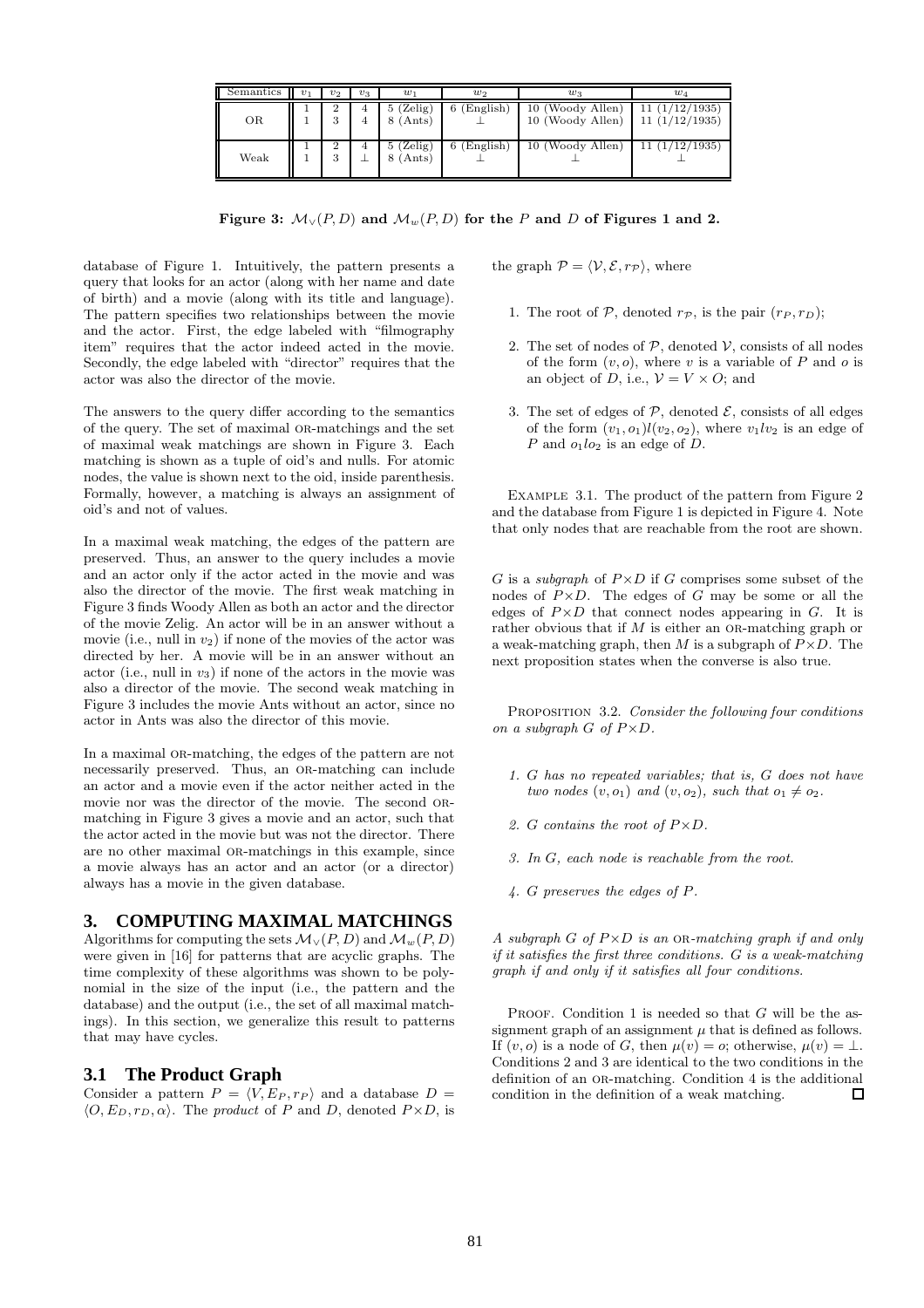| Semantics | $v_1$ | $v_2$ | $v_3$ | $w_1$ | $w_2$ | $w_3$ | $w_4$ |
|---|---|---|---|---|---|---|---|
| OR | 1 | 2 | 4 | 5 (Zelig) | 6 (English) | 10 (Woody Allen) | 11 (1/12/1935) |
| | 1 | 3 | 4 | 8 (Ants) | $\perp$ | 10 (Woody Allen) | 11 (1/12/1935) |
| Weak | 1 | 2 | 4 | 5 (Zelig) | 6 (English) | 10 (Woody Allen) | 11 (1/12/1935) |
| | 1 | 3 | $\perp$ | 8 (Ants) | $\perp$ | $\perp$ | $\perp$ |

**Figure 3: $\mathcal{M}_\vee(P, D)$ and $\mathcal{M}_w(P, D)$ for the $P$ and $D$ of Figures 1 and 2.**

database of Figure 1. Intuitively, the pattern presents a query that looks for an actor (along with her name and date of birth) and a movie (along with its title and language). The pattern specifies two relationships between the movie and the actor. First, the edge labeled with "filmography item" requires that the actor indeed acted in the movie. Secondly, the edge labeled with "director" requires that the actor was also the director of the movie.

The answers to the query differ according to the semantics of the query. The set of maximal OR-matchings and the set of maximal weak matchings are shown in Figure 3. Each matching is shown as a tuple of oid's and nulls. For atomic nodes, the value is shown next to the oid, inside parenthesis. Formally, however, a matching is always an assignment of oid's and not of values.

In a maximal weak matching, the edges of the pattern are preserved. Thus, an answer to the query includes a movie and an actor only if the actor acted in the movie and was also the director of the movie. The first weak matching in Figure 3 finds Woody Allen as both an actor and the director of the movie Zelig. An actor will be in an answer without a movie (i.e., null in $v_2$) if none of the movies of the actor was directed by her. A movie will be in an answer without an actor (i.e., null in $v_3$) if none of the actors in the movie was also a director of the movie. The second weak matching in Figure 3 includes the movie Ants without an actor, since no actor in Ants was also the director of this movie.

In a maximal OR-matching, the edges of the pattern are not necessarily preserved. Thus, an OR-matching can include an actor and a movie even if the actor neither acted in the movie nor was the director of the movie. The second OR-matching in Figure 3 gives a movie and an actor, such that the actor acted in the movie but was not the director. There are no other maximal OR-matchings in this example, since a movie always has an actor and an actor (or a director) always has a movie in the given database.

# 3. COMPUTING MAXIMAL MATCHINGS

Algorithms for computing the sets $\mathcal{M}_\vee(P, D)$ and $\mathcal{M}_w(P, D)$ were given in [16] for patterns that are acyclic graphs. The time complexity of these algorithms was shown to be polynomial in the size of the input (i.e., the pattern and the database) and the output (i.e., the set of all maximal matchings). In this section, we generalize this result to patterns that may have cycles.

## 3.1 The Product Graph

Consider a pattern $P = \langle V, E_P, r_P\rangle$ and a database $D = \langle O, E_D, r_D, \alpha\rangle$. The *product* of $P$ and $D$, denoted $P \times D$, is the graph $\mathcal{P} = \langle \mathcal{V}, \mathcal{E}, r_{\mathcal{P}}\rangle$, where

1. The root of $\mathcal{P}$, denoted $r_{\mathcal{P}}$, is the pair $(r_P, r_D)$;
2. The set of nodes of $\mathcal{P}$, denoted $\mathcal{V}$, consists of all nodes of the form $(v, o)$, where $v$ is a variable of $P$ and $o$ is an object of $D$, i.e., $\mathcal{V} = V \times O$; and
3. The set of edges of $\mathcal{P}$, denoted $\mathcal{E}$, consists of all edges of the form $(v_1, o_1)l(v_2, o_2)$, where $v_1 l v_2$ is an edge of $P$ and $o_1 l o_2$ is an edge of $D$.

EXAMPLE 3.1. The product of the pattern from Figure 2 and the database from Figure 1 is depicted in Figure 4. Note that only nodes that are reachable from the root are shown.

$G$ is a *subgraph* of $P \times D$ if $G$ comprises some subset of the nodes of $P \times D$. The edges of $G$ may be some or all the edges of $P \times D$ that connect nodes appearing in $G$. It is rather obvious that if $M$ is either an OR-matching graph or a weak-matching graph, then $M$ is a subgraph of $P \times D$. The next proposition states when the converse is also true.

PROPOSITION 3.2. *Consider the following four conditions on a subgraph $G$ of $P \times D$.*

1. *$G$ has no repeated variables; that is, $G$ does not have two nodes $(v, o_1)$ and $(v, o_2)$, such that $o_1 \neq o_2$.*
2. *$G$ contains the root of $P \times D$.*
3. *In $G$, each node is reachable from the root.*
4. *$G$ preserves the edges of $P$.*

*A subgraph $G$ of $P \times D$ is an OR-matching graph if and only if it satisfies the first three conditions. $G$ is a weak-matching graph if and only if it satisfies all four conditions.*

PROOF. Condition 1 is needed so that $G$ will be the assignment graph of an assignment $\mu$ that is defined as follows. If $(v, o)$ is a node of $G$, then $\mu(v) = o$; otherwise, $\mu(v) = \perp$. Conditions 2 and 3 are identical to the two conditions in the definition of an OR-matching. Condition 4 is the additional condition in the definition of a weak matching. □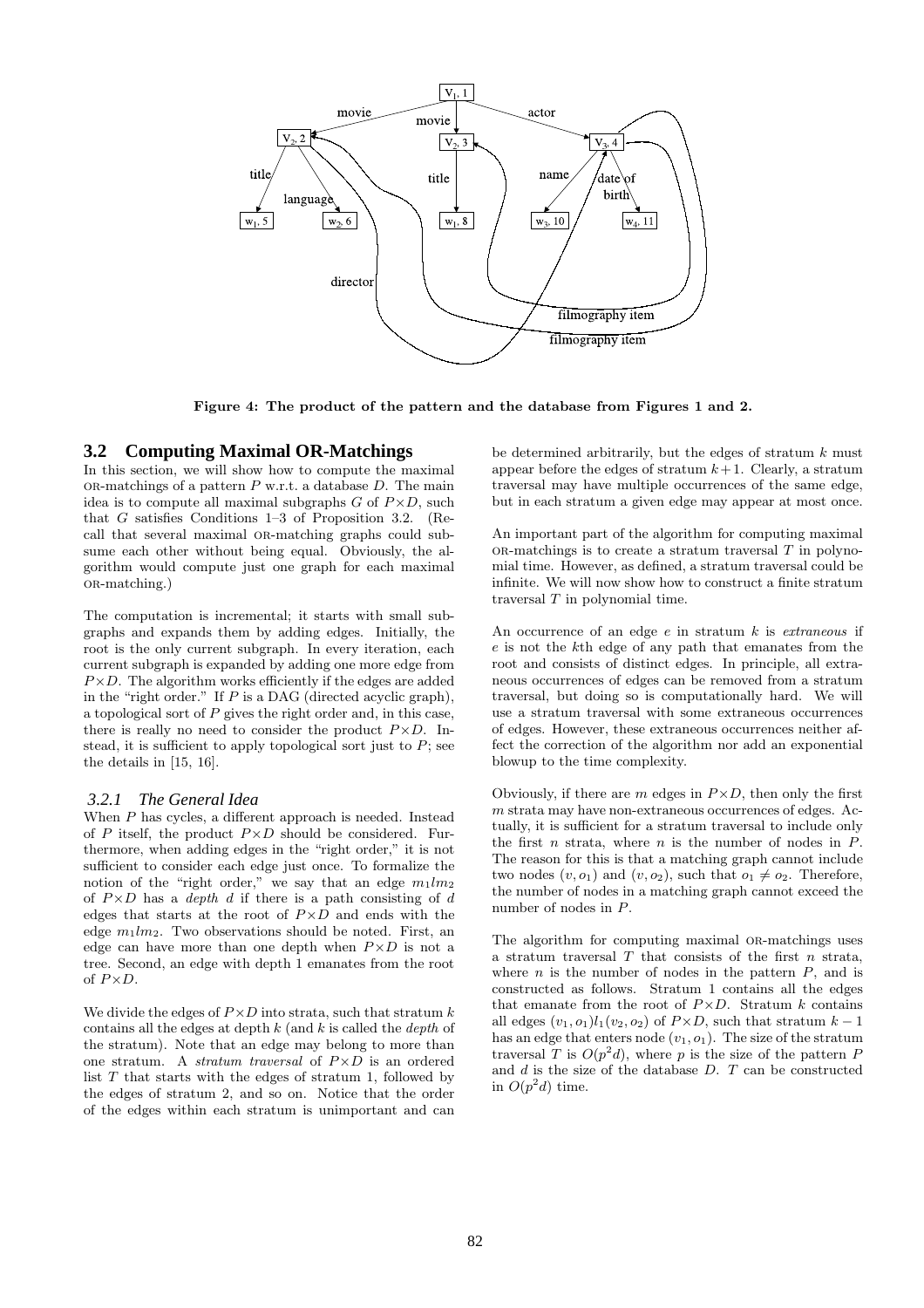Figure 4: The product of the pattern and the database from Figures 1 and 2.

## 3.2 Computing Maximal OR-Matchings

In this section, we will show how to compute the maximal OR-matchings of a pattern $P$ w.r.t. a database $D$. The main idea is to compute all maximal subgraphs $G$ of $P \times D$, such that $G$ satisfies Conditions 1–3 of Proposition 3.2. (Recall that several maximal OR-matching graphs could subsume each other without being equal. Obviously, the algorithm would compute just one graph for each maximal OR-matching.)

The computation is incremental; it starts with small subgraphs and expands them by adding edges. Initially, the root is the only current subgraph. In every iteration, each current subgraph is expanded by adding one more edge from $P \times D$. The algorithm works efficiently if the edges are added in the "right order." If $P$ is a DAG (directed acyclic graph), a topological sort of $P$ gives the right order and, in this case, there is really no need to consider the product $P \times D$. Instead, it is sufficient to apply topological sort just to $P$; see the details in [15, 16].

### 3.2.1 The General Idea

When $P$ has cycles, a different approach is needed. Instead of $P$ itself, the product $P \times D$ should be considered. Furthermore, when adding edges in the "right order," it is not sufficient to consider each edge just once. To formalize the notion of the "right order," we say that an edge $m_1 l m_2$ of $P \times D$ has a *depth* $d$ if there is a path consisting of $d$ edges that starts at the root of $P \times D$ and ends with the edge $m_1 l m_2$. Two observations should be noted. First, an edge can have more than one depth when $P \times D$ is not a tree. Second, an edge with depth 1 emanates from the root of $P \times D$.

We divide the edges of $P \times D$ into strata, such that stratum $k$ contains all the edges at depth $k$ (and $k$ is called the *depth* of the stratum). Note that an edge may belong to more than one stratum. A *stratum traversal* of $P \times D$ is an ordered list $T$ that starts with the edges of stratum 1, followed by the edges of stratum 2, and so on. Notice that the order of the edges within each stratum is unimportant and can be determined arbitrarily, but the edges of stratum $k$ must appear before the edges of stratum $k+1$. Clearly, a stratum traversal may have multiple occurrences of the same edge, but in each stratum a given edge may appear at most once.

An important part of the algorithm for computing maximal OR-matchings is to create a stratum traversal $T$ in polynomial time. However, as defined, a stratum traversal could be infinite. We will now show how to construct a finite stratum traversal $T$ in polynomial time.

An occurrence of an edge $e$ in stratum $k$ is *extraneous* if $e$ is not the $k$th edge of any path that emanates from the root and consists of distinct edges. In principle, all extraneous occurrences of edges can be removed from a stratum traversal, but doing so is computationally hard. We will use a stratum traversal with some extraneous occurrences of edges. However, these extraneous occurrences neither affect the correction of the algorithm nor add an exponential blowup to the time complexity.

Obviously, if there are $m$ edges in $P \times D$, then only the first $m$ strata may have non-extraneous occurrences of edges. Actually, it is sufficient for a stratum traversal to include only the first $n$ strata, where $n$ is the number of nodes in $P$. The reason for this is that a matching graph cannot include two nodes $(v, o_1)$ and $(v, o_2)$, such that $o_1 \neq o_2$. Therefore, the number of nodes in a matching graph cannot exceed the number of nodes in $P$.

The algorithm for computing maximal OR-matchings uses a stratum traversal $T$ that consists of the first $n$ strata, where $n$ is the number of nodes in the pattern $P$, and is constructed as follows. Stratum 1 contains all the edges that emanate from the root of $P \times D$. Stratum $k$ contains all edges $(v_1, o_1) l_1 (v_2, o_2)$ of $P \times D$, such that stratum $k-1$ has an edge that enters node $(v_1, o_1)$. The size of the stratum traversal $T$ is $O(p^2 d)$, where $p$ is the size of the pattern $P$ and $d$ is the size of the database $D$. $T$ can be constructed in $O(p^2 d)$ time.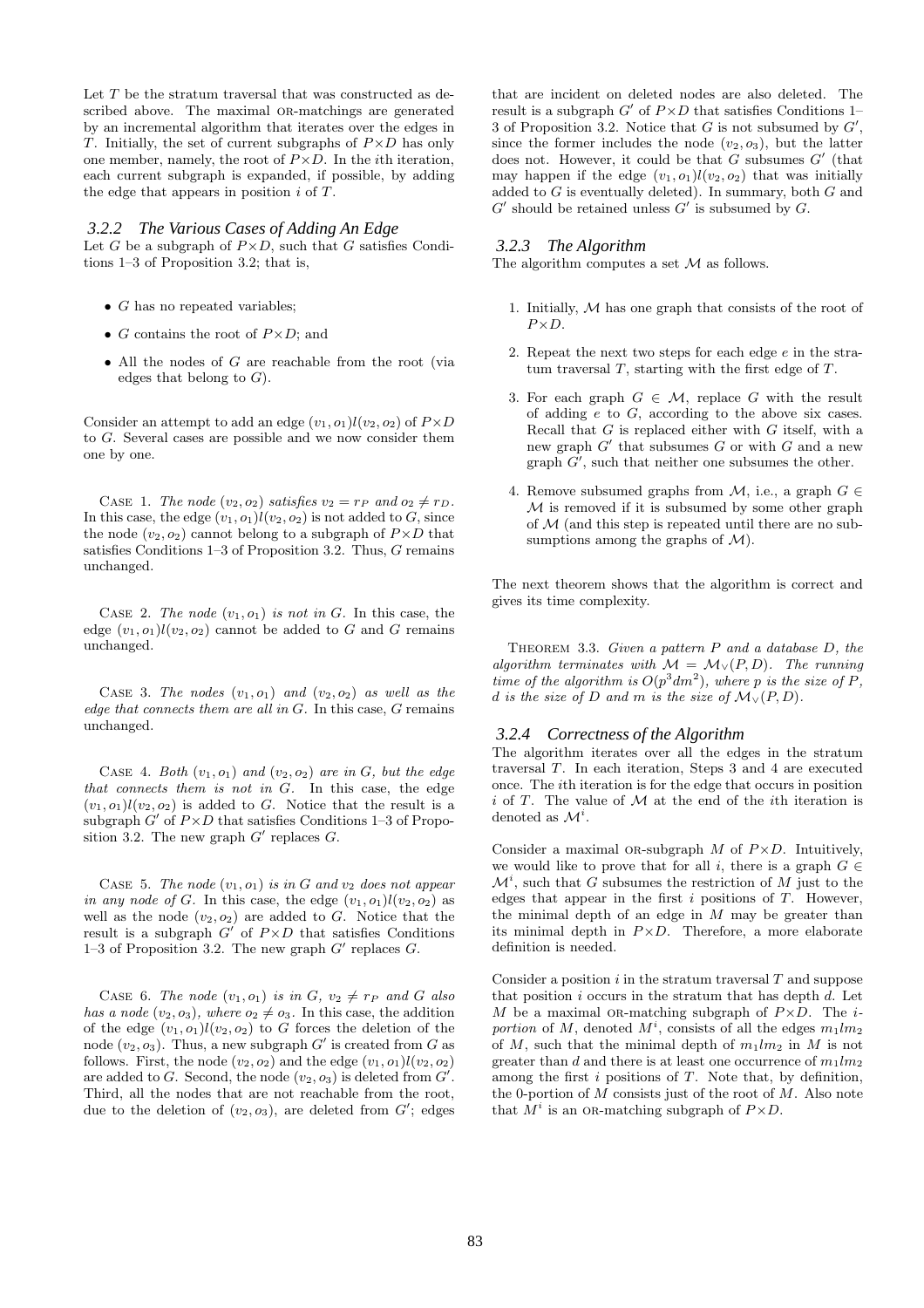Let $T$ be the stratum traversal that was constructed as described above. The maximal OR-matchings are generated by an incremental algorithm that iterates over the edges in $T$. Initially, the set of current subgraphs of $P{\times}D$ has only one member, namely, the root of $P{\times}D$. In the $i$th iteration, each current subgraph is expanded, if possible, by adding the edge that appears in position $i$ of $T$.

### 3.2.2 The Various Cases of Adding An Edge

Let $G$ be a subgraph of $P{\times}D$, such that $G$ satisfies Conditions 1–3 of Proposition 3.2; that is,

- $G$ has no repeated variables;
- $G$ contains the root of $P{\times}D$; and
- All the nodes of $G$ are reachable from the root (via edges that belong to $G$).

Consider an attempt to add an edge $(v_1, o_1)l(v_2, o_2)$ of $P{\times}D$ to $G$. Several cases are possible and we now consider them one by one.

CASE 1. *The node $(v_2, o_2)$ satisfies $v_2 = r_P$ and $o_2 \neq r_D$.* In this case, the edge $(v_1, o_1)l(v_2, o_2)$ is not added to $G$, since the node $(v_2, o_2)$ cannot belong to a subgraph of $P{\times}D$ that satisfies Conditions 1–3 of Proposition 3.2. Thus, $G$ remains unchanged.

CASE 2. *The node $(v_1, o_1)$ is not in $G$.* In this case, the edge $(v_1, o_1)l(v_2, o_2)$ cannot be added to $G$ and $G$ remains unchanged.

CASE 3. *The nodes $(v_1, o_1)$ and $(v_2, o_2)$ as well as the edge that connects them are all in $G$.* In this case, $G$ remains unchanged.

CASE 4. *Both $(v_1, o_1)$ and $(v_2, o_2)$ are in $G$, but the edge that connects them is not in $G$.* In this case, the edge $(v_1, o_1)l(v_2, o_2)$ is added to $G$. Notice that the result is a subgraph $G'$ of $P{\times}D$ that satisfies Conditions 1–3 of Proposition 3.2. The new graph $G'$ replaces $G$.

CASE 5. *The node $(v_1, o_1)$ is in $G$ and $v_2$ does not appear in any node of $G$.* In this case, the edge $(v_1, o_1)l(v_2, o_2)$ as well as the node $(v_2, o_2)$ are added to $G$. Notice that the result is a subgraph $G'$ of $P{\times}D$ that satisfies Conditions 1–3 of Proposition 3.2. The new graph $G'$ replaces $G$.

CASE 6. *The node $(v_1, o_1)$ is in $G$, $v_2 \neq r_P$ and $G$ also has a node $(v_2, o_3)$, where $o_2 \neq o_3$.* In this case, the addition of the edge $(v_1, o_1)l(v_2, o_2)$ to $G$ forces the deletion of the node $(v_2, o_3)$. Thus, a new subgraph $G'$ is created from $G$ as follows. First, the node $(v_2, o_2)$ and the edge $(v_1, o_1)l(v_2, o_2)$ are added to $G$. Second, the node $(v_2, o_3)$ is deleted from $G'$. Third, all the nodes that are not reachable from the root, due to the deletion of $(v_2, o_3)$, are deleted from $G'$; edges that are incident on deleted nodes are also deleted. The result is a subgraph $G'$ of $P{\times}D$ that satisfies Conditions 1–3 of Proposition 3.2. Notice that $G$ is not subsumed by $G'$, since the former includes the node $(v_2, o_3)$, but the latter does not. However, it could be that $G$ subsumes $G'$ (that may happen if the edge $(v_1, o_1)l(v_2, o_2)$ that was initially added to $G$ is eventually deleted). In summary, both $G$ and $G'$ should be retained unless $G'$ is subsumed by $G$.

### 3.2.3 The Algorithm

The algorithm computes a set $\mathcal{M}$ as follows.

1. Initially, $\mathcal{M}$ has one graph that consists of the root of $P{\times}D$.
2. Repeat the next two steps for each edge $e$ in the stratum traversal $T$, starting with the first edge of $T$.
3. For each graph $G \in \mathcal{M}$, replace $G$ with the result of adding $e$ to $G$, according to the above six cases. Recall that $G$ is replaced either with $G$ itself, with a new graph $G'$ that subsumes $G$ or with $G$ and a new graph $G'$, such that neither one subsumes the other.
4. Remove subsumed graphs from $\mathcal{M}$, i.e., a graph $G \in \mathcal{M}$ is removed if it is subsumed by some other graph of $\mathcal{M}$ (and this step is repeated until there are no subsumptions among the graphs of $\mathcal{M}$).

The next theorem shows that the algorithm is correct and gives its time complexity.

THEOREM 3.3. *Given a pattern $P$ and a database $D$, the algorithm terminates with $\mathcal{M} = \mathcal{M}_\vee(P, D)$. The running time of the algorithm is $O(p^3dm^2)$, where $p$ is the size of $P$, $d$ is the size of $D$ and $m$ is the size of $\mathcal{M}_\vee(P, D)$.*

### 3.2.4 Correctness of the Algorithm

The algorithm iterates over all the edges in the stratum traversal $T$. In each iteration, Steps 3 and 4 are executed once. The $i$th iteration is for the edge that occurs in position $i$ of $T$. The value of $\mathcal{M}$ at the end of the $i$th iteration is denoted as $\mathcal{M}^i$.

Consider a maximal OR-subgraph $M$ of $P{\times}D$. Intuitively, we would like to prove that for all $i$, there is a graph $G \in \mathcal{M}^i$, such that $G$ subsumes the restriction of $M$ just to the edges that appear in the first $i$ positions of $T$. However, the minimal depth of an edge in $M$ may be greater than its minimal depth in $P{\times}D$. Therefore, a more elaborate definition is needed.

Consider a position $i$ in the stratum traversal $T$ and suppose that position $i$ occurs in the stratum that has depth $d$. Let $M$ be a maximal OR-matching subgraph of $P{\times}D$. The *$i$-portion* of $M$, denoted $M^i$, consists of all the edges $m_1lm_2$ of $M$, such that the minimal depth of $m_1lm_2$ in $M$ is not greater than $d$ and there is at least one occurrence of $m_1lm_2$ among the first $i$ positions of $T$. Note that, by definition, the 0-portion of $M$ consists just of the root of $M$. Also note that $M^i$ is an OR-matching subgraph of $P{\times}D$.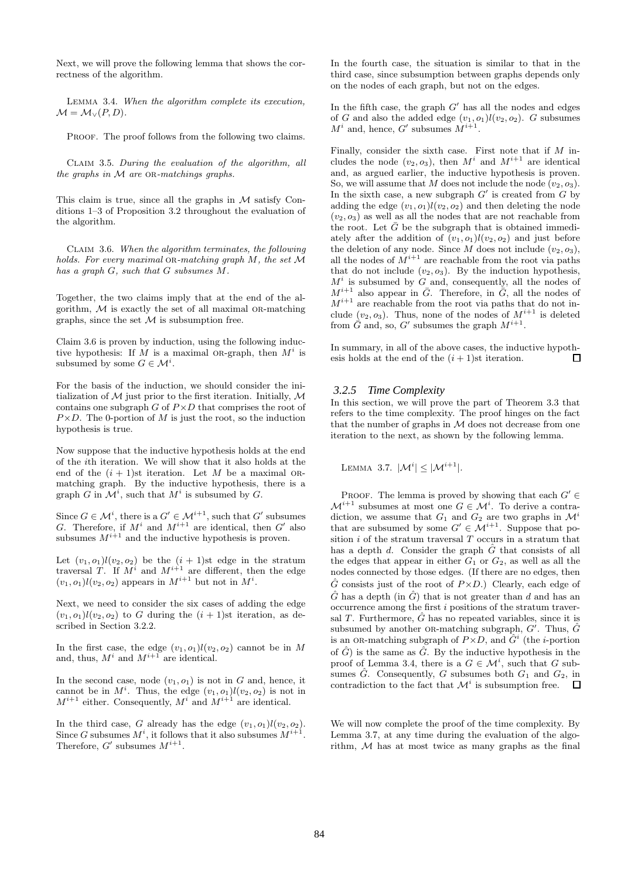Next, we will prove the following lemma that shows the correctness of the algorithm.

Lemma 3.4. *When the algorithm complete its execution, $\mathcal{M} = \mathcal{M}_{\vee}(P, D)$.*

Proof. The proof follows from the following two claims.

Claim 3.5. *During the evaluation of the algorithm, all the graphs in $\mathcal{M}$ are* or*-matchings graphs.*

This claim is true, since all the graphs in $\mathcal{M}$ satisfy Conditions 1–3 of Proposition 3.2 throughout the evaluation of the algorithm.

Claim 3.6. *When the algorithm terminates, the following holds. For every maximal* or*-matching graph $M$, the set $\mathcal{M}$ has a graph $G$, such that $G$ subsumes $M$.*

Together, the two claims imply that at the end of the algorithm, $\mathcal{M}$ is exactly the set of all maximal or-matching graphs, since the set $\mathcal{M}$ is subsumption free.

Claim 3.6 is proven by induction, using the following inductive hypothesis: If $M$ is a maximal or-graph, then $M^i$ is subsumed by some $G \in \mathcal{M}^i$.

For the basis of the induction, we should consider the initialization of $\mathcal{M}$ just prior to the first iteration. Initially, $\mathcal{M}$ contains one subgraph $G$ of $P \times D$ that comprises the root of $P \times D$. The 0-portion of $M$ is just the root, so the induction hypothesis is true.

Now suppose that the inductive hypothesis holds at the end of the $i$th iteration. We will show that it also holds at the end of the $(i+1)$st iteration. Let $M$ be a maximal or-matching graph. By the inductive hypothesis, there is a graph $G$ in $\mathcal{M}^i$, such that $M^i$ is subsumed by $G$.

Since $G \in \mathcal{M}^i$, there is a $G' \in \mathcal{M}^{i+1}$, such that $G'$ subsumes $G$. Therefore, if $M^i$ and $M^{i+1}$ are identical, then $G'$ also subsumes $M^{i+1}$ and the inductive hypothesis is proven.

Let $(v_1, o_1)l(v_2, o_2)$ be the $(i+1)$st edge in the stratum traversal $T$. If $M^i$ and $M^{i+1}$ are different, then the edge $(v_1, o_1)l(v_2, o_2)$ appears in $M^{i+1}$ but not in $M^i$.

Next, we need to consider the six cases of adding the edge $(v_1, o_1)l(v_2, o_2)$ to $G$ during the $(i+1)$st iteration, as described in Section 3.2.2.

In the first case, the edge $(v_1, o_1)l(v_2, o_2)$ cannot be in $M$ and, thus, $M^i$ and $M^{i+1}$ are identical.

In the second case, node $(v_1, o_1)$ is not in $G$ and, hence, it cannot be in $M^i$. Thus, the edge $(v_1, o_1)l(v_2, o_2)$ is not in $M^{i+1}$ either. Consequently, $M^i$ and $M^{i+1}$ are identical.

In the third case, $G$ already has the edge $(v_1, o_1)l(v_2, o_2)$. Since $G$ subsumes $M^i$, it follows that it also subsumes $M^{i+1}$. Therefore, $G'$ subsumes $M^{i+1}$.

In the fourth case, the situation is similar to that in the third case, since subsumption between graphs depends only on the nodes of each graph, but not on the edges.

In the fifth case, the graph $G'$ has all the nodes and edges of $G$ and also the added edge $(v_1, o_1)l(v_2, o_2)$. $G$ subsumes $M^i$ and, hence, $G'$ subsumes $M^{i+1}$.

Finally, consider the sixth case. First note that if $M$ includes the node $(v_2, o_3)$, then $M^i$ and $M^{i+1}$ are identical and, as argued earlier, the inductive hypothesis is proven. So, we will assume that $M$ does not include the node $(v_2, o_3)$. In the sixth case, a new subgraph $G'$ is created from $G$ by adding the edge $(v_1, o_1)l(v_2, o_2)$ and then deleting the node $(v_2, o_3)$ as well as all the nodes that are not reachable from the root. Let $\bar{G}$ be the subgraph that is obtained immediately after the addition of $(v_1, o_1)l(v_2, o_2)$ and just before the deletion of any node. Since $M$ does not include $(v_2, o_3)$, all the nodes of $M^{i+1}$ are reachable from the root via paths that do not include $(v_2, o_3)$. By the induction hypothesis, $M^i$ is subsumed by $G$ and, consequently, all the nodes of $M^{i+1}$ also appear in $\bar{G}$. Therefore, in $\bar{G}$, all the nodes of $M^{i+1}$ are reachable from the root via paths that do not include $(v_2, o_3)$. Thus, none of the nodes of $M^{i+1}$ is deleted from $\bar{G}$ and, so, $G'$ subsumes the graph $M^{i+1}$.

In summary, in all of the above cases, the inductive hypothesis holds at the end of the $(i+1)$st iteration. □

### 3.2.5 Time Complexity

In this section, we will prove the part of Theorem 3.3 that refers to the time complexity. The proof hinges on the fact that the number of graphs in $\mathcal{M}$ does not decrease from one iteration to the next, as shown by the following lemma.

Lemma 3.7. $|\mathcal{M}^i| \leq |\mathcal{M}^{i+1}|$.

Proof. The lemma is proved by showing that each $G' \in \mathcal{M}^{i+1}$ subsumes at most one $G \in \mathcal{M}^i$. To derive a contradiction, we assume that $G_1$ and $G_2$ are two graphs in $\mathcal{M}^i$ that are subsumed by some $G' \in \mathcal{M}^{i+1}$. Suppose that position $i$ of the stratum traversal $T$ occurs in a stratum that has a depth $d$. Consider the graph $\hat{G}$ that consists of all the edges that appear in either $G_1$ or $G_2$, as well as all the nodes connected by those edges. (If there are no edges, then $\hat{G}$ consists just of the root of $P \times D$.) Clearly, each edge of $\hat{G}$ has a depth (in $\hat{G}$) that is not greater than $d$ and has an occurrence among the first $i$ positions of the stratum traversal $T$. Furthermore, $\hat{G}$ has no repeated variables, since it is subsumed by another or-matching subgraph, $G'$. Thus, $\hat{G}$ is an or-matching subgraph of $P \times D$, and $\hat{G}^i$ (the $i$-portion of $\hat{G}$) is the same as $\hat{G}$. By the inductive hypothesis in the proof of Lemma 3.4, there is a $G \in \mathcal{M}^i$, such that $G$ subsumes $\hat{G}$. Consequently, $G$ subsumes both $G_1$ and $G_2$, in contradiction to the fact that $\mathcal{M}^i$ is subsumption free. □

We will now complete the proof of the time complexity. By Lemma 3.7, at any time during the evaluation of the algorithm, $\mathcal{M}$ has at most twice as many graphs as the final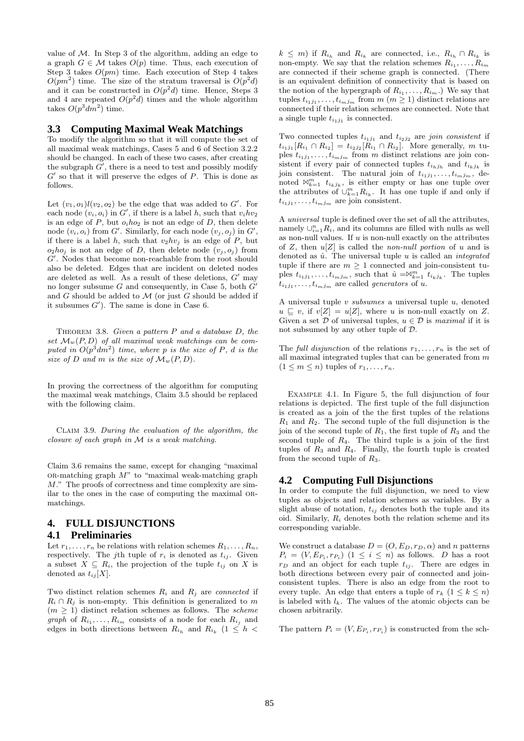value of $\mathcal{M}$. In Step 3 of the algorithm, adding an edge to a graph $G \in \mathcal{M}$ takes $O(p)$ time. Thus, each execution of Step 3 takes $O(pm)$ time. Each execution of Step 4 takes $O(pm^2)$ time. The size of the stratum traversal is $O(p^2d)$ and it can be constructed in $O(p^2d)$ time. Hence, Steps 3 and 4 are repeated $O(p^2d)$ times and the whole algorithm takes $O(p^3dm^2)$ time.

### 3.3 Computing Maximal Weak Matchings

To modify the algorithm so that it will compute the set of all maximal weak matchings, Cases 5 and 6 of Section 3.2.2 should be changed. In each of these two cases, after creating the subgraph $G'$, there is a need to test and possibly modify $G'$ so that it will preserve the edges of $P$. This is done as follows.

Let $(v_1, o_1)l(v_2, o_2)$ be the edge that was added to $G'$. For each node $(v_i, o_i)$ in $G'$, if there is a label $h$, such that $v_i h v_2$ is an edge of $P$, but $o_i h o_2$ is not an edge of $D$, then delete node $(v_i, o_i)$ from $G'$. Similarly, for each node $(v_j, o_j)$ in $G'$, if there is a label $h$, such that $v_2 h v_j$ is an edge of $P$, but $o_2 h o_j$ is not an edge of $D$, then delete node $(v_j, o_j)$ from $G'$. Nodes that become non-reachable from the root should also be deleted. Edges that are incident on deleted nodes are deleted as well. As a result of these deletions, $G'$ may no longer subsume $G$ and consequently, in Case 5, both $G'$ and $G$ should be added to $\mathcal{M}$ (or just $G$ should be added if it subsumes $G'$). The same is done in Case 6.

Theorem 3.8. *Given a pattern $P$ and a database $D$, the set $\mathcal{M}_w(P, D)$ of all maximal weak matchings can be computed in $O(p^3dm^2)$ time, where $p$ is the size of $P$, $d$ is the size of $D$ and $m$ is the size of $\mathcal{M}_w(P, D)$.*

In proving the correctness of the algorithm for computing the maximal weak matchings, Claim 3.5 should be replaced with the following claim.

Claim 3.9. *During the evaluation of the algorithm, the closure of each graph in $\mathcal{M}$ is a weak matching.*

Claim 3.6 remains the same, except for changing "maximal OR-matching graph $M$" to "maximal weak-matching graph $M$." The proofs of correctness and time complexity are similar to the ones in the case of computing the maximal OR-matchings.

## 4. FULL DISJUNCTIONS

### 4.1 Preliminaries

Let $r_1, \ldots, r_n$ be relations with relation schemes $R_1, \ldots, R_n$, respectively. The $j$th tuple of $r_i$ is denoted as $t_{ij}$. Given a subset $X \subseteq R_i$, the projection of the tuple $t_{ij}$ on $X$ is denoted as $t_{ij}[X]$.

Two distinct relation schemes $R_i$ and $R_j$ are *connected* if $R_i \cap R_j$ is non-empty. This definition is generalized to $m$ ($m \geq 1$) distinct relation schemes as follows. The *scheme graph* of $R_{i_1}, \ldots, R_{i_m}$ consists of a node for each $R_{i_j}$ and edges in both directions between $R_{i_h}$ and $R_{i_k}$ ($1 \leq h < k \leq m$) if $R_{i_h}$ and $R_{i_k}$ are connected, i.e., $R_{i_h} \cap R_{i_k}$ is non-empty. We say that the relation schemes $R_{i_1}, \ldots, R_{i_m}$ are connected if their scheme graph is connected. (There is an equivalent definition of connectivity that is based on the notion of the hypergraph of $R_{i_1}, \ldots, R_{i_m}$.) We say that tuples $t_{i_1j_1}, \ldots, t_{i_mj_m}$ from $m$ ($m \geq 1$) distinct relations are connected if their relation schemes are connected. Note that a single tuple $t_{i_1j_1}$ is connected.

Two connected tuples $t_{i_1j_1}$ and $t_{i_2j_2}$ are *join consistent* if $t_{i_1j_1}[R_{i_1} \cap R_{i_2}] = t_{i_2j_2}[R_{i_1} \cap R_{i_2}]$. More generally, $m$ tuples $t_{i_1j_1}, \ldots, t_{i_mj_m}$ from $m$ distinct relations are join consistent if every pair of connected tuples $t_{i_hj_h}$ and $t_{i_kj_k}$ is join consistent. The natural join of $t_{i_1j_1}, \ldots, t_{i_mj_m}$, denoted $\bowtie_{k=1}^m t_{i_kj_k}$, is either empty or has one tuple over the attributes of $\cup_{k=1}^m R_{i_k}$. It has one tuple if and only if $t_{i_1j_1}, \ldots, t_{i_mj_m}$ are join consistent.

A *universal* tuple is defined over the set of all the attributes, namely $\cup_{i=1}^n R_i$, and its columns are filled with nulls as well as non-null values. If $u$ is non-null exactly on the attributes of $Z$, then $u[Z]$ is called the *non-null portion* of $u$ and is denoted as $\hat{u}$. The universal tuple $u$ is called an *integrated* tuple if there are $m \geq 1$ connected and join-consistent tuples $t_{i_1j_1}, \ldots, t_{i_mj_m}$, such that $\hat{u} = \bowtie_{k=1}^m t_{i_kj_k}$. The tuples $t_{i_1j_1}, \ldots, t_{i_mj_m}$ are called *generators* of $u$.

A universal tuple $v$ *subsumes* a universal tuple $u$, denoted $u \sqsubseteq v$, if $v[Z] = u[Z]$, where $u$ is non-null exactly on $Z$. Given a set $\mathcal{D}$ of universal tuples, $u \in \mathcal{D}$ is *maximal* if it is not subsumed by any other tuple of $\mathcal{D}$.

The *full disjunction* of the relations $r_1, \ldots, r_n$ is the set of all maximal integrated tuples that can be generated from $m$ ($1 \leq m \leq n$) tuples of $r_1, \ldots, r_n$.

Example 4.1. In Figure 5, the full disjunction of four relations is depicted. The first tuple of the full disjunction is created as a join of the the first tuples of the relations $R_1$ and $R_2$. The second tuple of the full disjunction is the join of the second tuple of $R_1$, the first tuple of $R_3$ and the second tuple of $R_4$. The third tuple is a join of the first tuples of $R_3$ and $R_4$. Finally, the fourth tuple is created from the second tuple of $R_3$.

### 4.2 Computing Full Disjunctions

In order to compute the full disjunction, we need to view tuples as objects and relation schemes as variables. By a slight abuse of notation, $t_{ij}$ denotes both the tuple and its oid. Similarly, $R_i$ denotes both the relation scheme and its corresponding variable.

We construct a database $D = (O, E_D, r_D, \alpha)$ and $n$ patterns $P_i = (V, E_{P_i}, r_{P_i})$ ($1 \leq i \leq n$) as follows. $D$ has a root $r_D$ and an object for each tuple $t_{ij}$. There are edges in both directions between every pair of connected and join-consistent tuples. There is also an edge from the root to every tuple. An edge that enters a tuple of $r_k$ ($1 \leq k \leq n$) is labeled with $l_k$. The values of the atomic objects can be chosen arbitrarily.

The pattern $P_i = (V, E_{P_i}, r_{P_i})$ is constructed from the sch-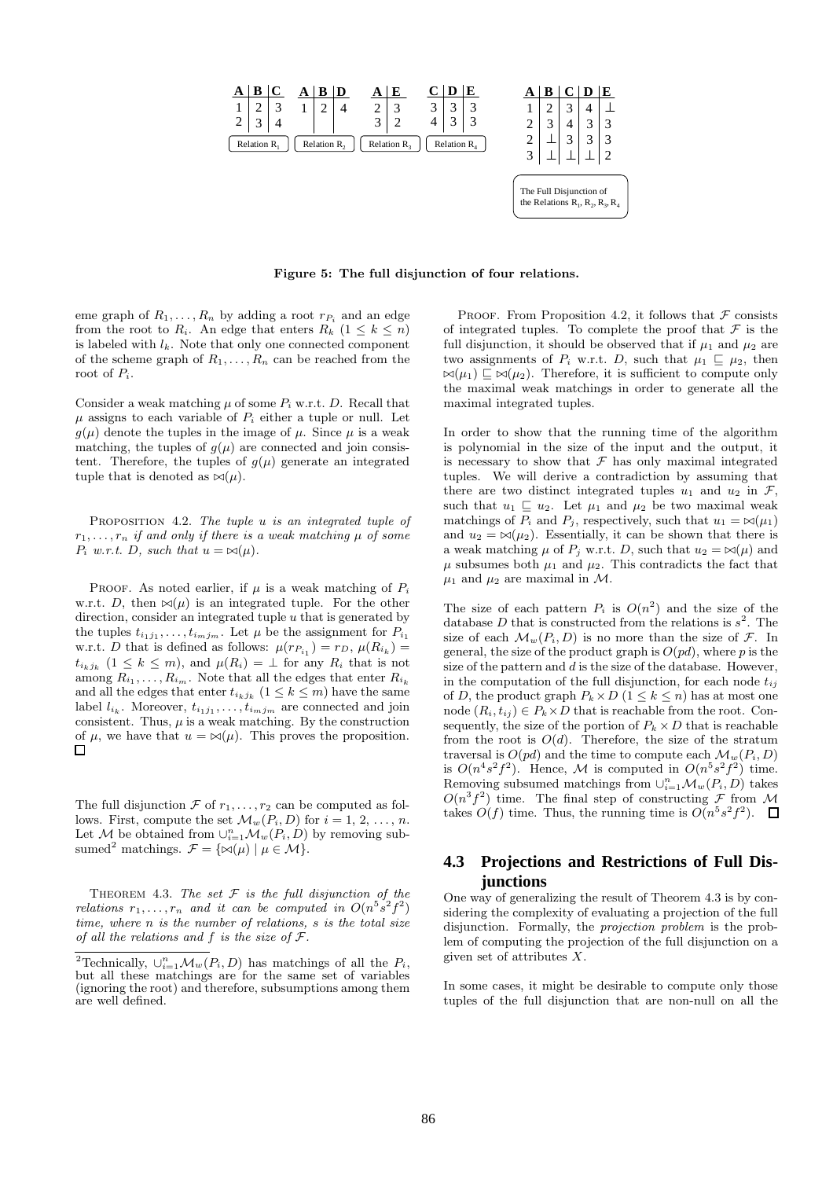| A | B | C |
|---|---|---|
| 1 | 2 | 3 |
| 2 | 3 | 4 |

Relation $R_1$

| A | B | D |
|---|---|---|
| 1 | 2 | 4 |

Relation $R_2$

| A | E |
|---|---|
| 2 | 3 |
| 3 | 2 |

Relation $R_3$

| C | D | E |
|---|---|---|
| 3 | 3 | 3 |
| 4 | 3 | 3 |

Relation $R_4$

| A | B | C | D | E |
|---|---|---|---|---|
| 1 | 2 | 3 | 4 | ⊥ |
| 2 | 3 | 4 | 3 | 3 |
| 2 | ⊥ | 3 | 3 | 3 |
| 3 | ⊥ | ⊥ | ⊥ | 2 |

The Full Disjunction of the Relations $R_1, R_2, R_3, R_4$

**Figure 5: The full disjunction of four relations.**

eme graph of $R_1, \ldots, R_n$ by adding a root $r_{P_i}$ and an edge from the root to $R_i$. An edge that enters $R_k$ ($1 \le k \le n$) is labeled with $l_k$. Note that only one connected component of the scheme graph of $R_1, \ldots, R_n$ can be reached from the root of $P_i$.

Consider a weak matching $\mu$ of some $P_i$ w.r.t. $D$. Recall that $\mu$ assigns to each variable of $P_i$ either a tuple or null. Let $g(\mu)$ denote the tuples in the image of $\mu$. Since $\mu$ is a weak matching, the tuples of $g(\mu)$ are connected and join consistent. Therefore, the tuples of $g(\mu)$ generate an integrated tuple that is denoted as $\bowtie(\mu)$.

Proposition 4.2. *The tuple $u$ is an integrated tuple of $r_1, \ldots, r_n$ if and only if there is a weak matching $\mu$ of some $P_i$ w.r.t. $D$, such that $u = \bowtie(\mu)$.*

Proof. As noted earlier, if $\mu$ is a weak matching of $P_i$ w.r.t. $D$, then $\bowtie(\mu)$ is an integrated tuple. For the other direction, consider an integrated tuple $u$ that is generated by the tuples $t_{i_1j_1}, \ldots, t_{i_mj_m}$. Let $\mu$ be the assignment for $P_{i_1}$ w.r.t. $D$ that is defined as follows: $\mu(r_{P_{i_1}}) = r_D$, $\mu(R_{i_k}) = t_{i_kj_k}$ ($1 \le k \le m$), and $\mu(R_i) = \bot$ for any $R_i$ that is not among $R_{i_1}, \ldots, R_{i_m}$. Note that all the edges that enter $R_{i_k}$ and all the edges that enter $t_{i_kj_k}$ ($1 \le k \le m$) have the same label $l_{i_k}$. Moreover, $t_{i_1j_1}, \ldots, t_{i_mj_m}$ are connected and join consistent. Thus, $\mu$ is a weak matching. By the construction of $\mu$, we have that $u = \bowtie(\mu)$. This proves the proposition. □

The full disjunction $\mathcal{F}$ of $r_1, \ldots, r_2$ can be computed as follows. First, compute the set $\mathcal{M}_w(P_i, D)$ for $i = 1, 2, \ldots, n$. Let $\mathcal{M}$ be obtained from $\cup_{i=1}^n \mathcal{M}_w(P_i, D)$ by removing subsumed[2] matchings. $\mathcal{F} = \{\bowtie(\mu) \mid \mu \in \mathcal{M}\}$.

Theorem 4.3. *The set $\mathcal{F}$ is the full disjunction of the relations $r_1, \ldots, r_n$ and it can be computed in $O(n^5 s^2 f^2)$ time, where $n$ is the number of relations, $s$ is the total size of all the relations and $f$ is the size of $\mathcal{F}$.*

[2]Technically, $\cup_{i=1}^n \mathcal{M}_w(P_i, D)$ has matchings of all the $P_i$, but all these matchings are for the same set of variables (ignoring the root) and therefore, subsumptions among them are well defined.

Proof. From Proposition 4.2, it follows that $\mathcal{F}$ consists of integrated tuples. To complete the proof that $\mathcal{F}$ is the full disjunction, it should be observed that if $\mu_1$ and $\mu_2$ are two assignments of $P_i$ w.r.t. $D$, such that $\mu_1 \sqsubseteq \mu_2$, then $\bowtie(\mu_1) \sqsubseteq \bowtie(\mu_2)$. Therefore, it is sufficient to compute only the maximal weak matchings in order to generate all the maximal integrated tuples.

In order to show that the running time of the algorithm is polynomial in the size of the input and the output, it is necessary to show that $\mathcal{F}$ has only maximal integrated tuples. We will derive a contradiction by assuming that there are two distinct integrated tuples $u_1$ and $u_2$ in $\mathcal{F}$, such that $u_1 \sqsubseteq u_2$. Let $\mu_1$ and $\mu_2$ be two maximal weak matchings of $P_i$ and $P_j$, respectively, such that $u_1 = \bowtie(\mu_1)$ and $u_2 = \bowtie(\mu_2)$. Essentially, it can be shown that there is a weak matching $\mu$ of $P_j$ w.r.t. $D$, such that $u_2 = \bowtie(\mu)$ and $\mu$ subsumes both $\mu_1$ and $\mu_2$. This contradicts the fact that $\mu_1$ and $\mu_2$ are maximal in $\mathcal{M}$.

The size of each pattern $P_i$ is $O(n^2)$ and the size of the database $D$ that is constructed from the relations is $s^2$. The size of each $\mathcal{M}_w(P_i, D)$ is no more than the size of $\mathcal{F}$. In general, the size of the product graph is $O(pd)$, where $p$ is the size of the pattern and $d$ is the size of the database. However, in the computation of the full disjunction, for each node $t_{ij}$ of $D$, the product graph $P_k \times D$ ($1 \le k \le n$) has at most one node $(R_i, t_{ij}) \in P_k \times D$ that is reachable from the root. Consequently, the size of the portion of $P_k \times D$ that is reachable from the root is $O(d)$. Therefore, the size of the stratum traversal is $O(pd)$ and the time to compute each $\mathcal{M}_w(P_i, D)$ is $O(n^4 s^2 f^2)$. Hence, $\mathcal{M}$ is computed in $O(n^5 s^2 f^2)$ time. Removing subsumed matchings from $\cup_{i=1}^n \mathcal{M}_w(P_i, D)$ takes $O(n^3 f^2)$ time. The final step of constructing $\mathcal{F}$ from $\mathcal{M}$ takes $O(f)$ time. Thus, the running time is $O(n^5 s^2 f^2)$. □

## 4.3 Projections and Restrictions of Full Disjunctions

One way of generalizing the result of Theorem 4.3 is by considering the complexity of evaluating a projection of the full disjunction. Formally, the *projection problem* is the problem of computing the projection of the full disjunction on a given set of attributes $X$.

In some cases, it might be desirable to compute only those tuples of the full disjunction that are non-null on all the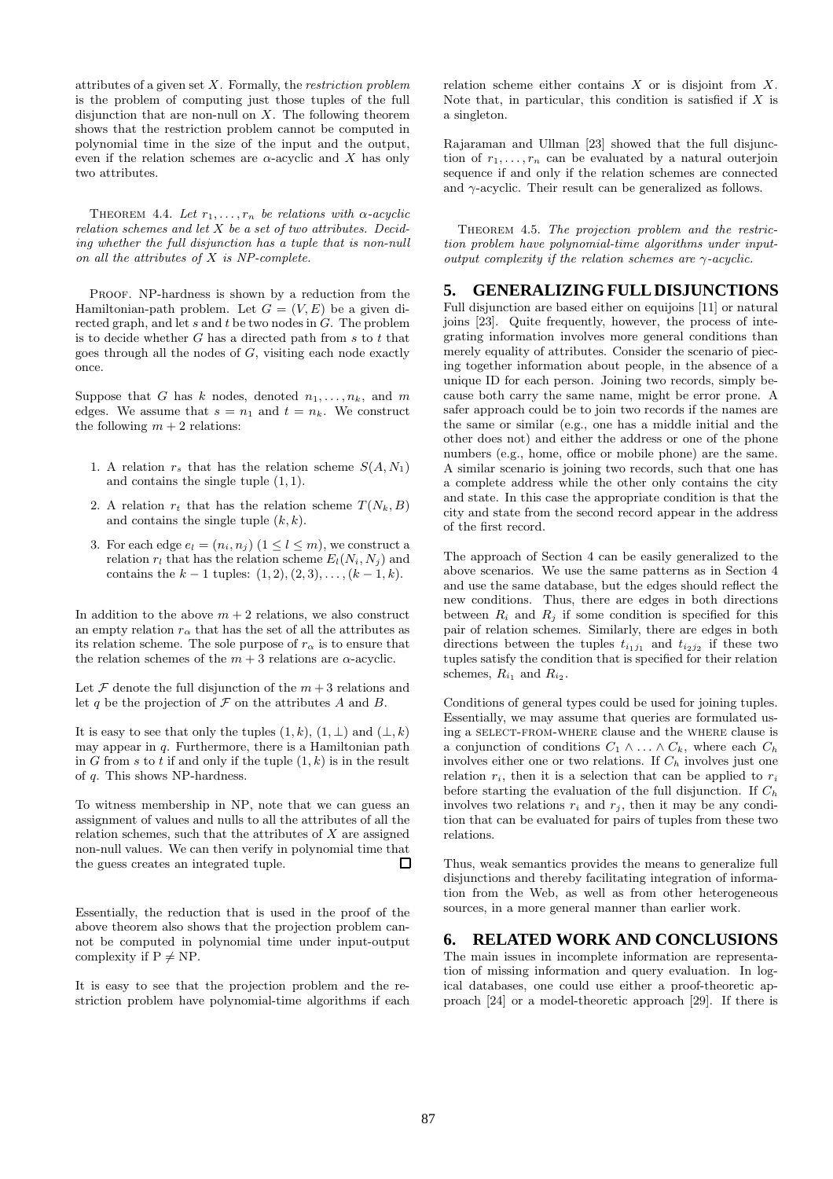attributes of a given set $X$. Formally, the *restriction problem* is the problem of computing just those tuples of the full disjunction that are non-null on $X$. The following theorem shows that the restriction problem cannot be computed in polynomial time in the size of the input and the output, even if the relation schemes are $\alpha$-acyclic and $X$ has only two attributes.

THEOREM 4.4. *Let $r_1, \ldots, r_n$ be relations with $\alpha$-acyclic relation schemes and let $X$ be a set of two attributes. Deciding whether the full disjunction has a tuple that is non-null on all the attributes of $X$ is NP-complete.*

PROOF. NP-hardness is shown by a reduction from the Hamiltonian-path problem. Let $G = (V, E)$ be a given directed graph, and let $s$ and $t$ be two nodes in $G$. The problem is to decide whether $G$ has a directed path from $s$ to $t$ that goes through all the nodes of $G$, visiting each node exactly once.

Suppose that $G$ has $k$ nodes, denoted $n_1, \ldots, n_k$, and $m$ edges. We assume that $s = n_1$ and $t = n_k$. We construct the following $m + 2$ relations:

1. A relation $r_s$ that has the relation scheme $S(A, N_1)$ and contains the single tuple $(1, 1)$.
2. A relation $r_t$ that has the relation scheme $T(N_k, B)$ and contains the single tuple $(k, k)$.
3. For each edge $e_l = (n_i, n_j)$ $(1 \leq l \leq m)$, we construct a relation $r_l$ that has the relation scheme $E_l(N_i, N_j)$ and contains the $k - 1$ tuples: $(1, 2), (2, 3), \ldots, (k - 1, k)$.

In addition to the above $m + 2$ relations, we also construct an empty relation $r_\alpha$ that has the set of all the attributes as its relation scheme. The sole purpose of $r_\alpha$ is to ensure that the relation schemes of the $m + 3$ relations are $\alpha$-acyclic.

Let $\mathcal{F}$ denote the full disjunction of the $m + 3$ relations and let $q$ be the projection of $\mathcal{F}$ on the attributes $A$ and $B$.

It is easy to see that only the tuples $(1, k)$, $(1, \perp)$ and $(\perp, k)$ may appear in $q$. Furthermore, there is a Hamiltonian path in $G$ from $s$ to $t$ if and only if the tuple $(1, k)$ is in the result of $q$. This shows NP-hardness.

To witness membership in NP, note that we can guess an assignment of values and nulls to all the attributes of all the relation schemes, such that the attributes of $X$ are assigned non-null values. We can then verify in polynomial time that the guess creates an integrated tuple. $\square$

Essentially, the reduction that is used in the proof of the above theorem also shows that the projection problem cannot be computed in polynomial time under input-output complexity if $\mathrm{P} \neq \mathrm{NP}$.

It is easy to see that the projection problem and the restriction problem have polynomial-time algorithms if each relation scheme either contains $X$ or is disjoint from $X$. Note that, in particular, this condition is satisfied if $X$ is a singleton.

Rajaraman and Ullman [23] showed that the full disjunction of $r_1, \ldots, r_n$ can be evaluated by a natural outerjoin sequence if and only if the relation schemes are connected and $\gamma$-acyclic. Their result can be generalized as follows.

THEOREM 4.5. *The projection problem and the restriction problem have polynomial-time algorithms under input-output complexity if the relation schemes are $\gamma$-acyclic.*

## 5. GENERALIZING FULL DISJUNCTIONS

Full disjunction are based either on equijoins [11] or natural joins [23]. Quite frequently, however, the process of integrating information involves more general conditions than merely equality of attributes. Consider the scenario of piecing together information about people, in the absence of a unique ID for each person. Joining two records, simply because both carry the same name, might be error prone. A safer approach could be to join two records if the names are the same or similar (e.g., one has a middle initial and the other does not) and either the address or one of the phone numbers (e.g., home, office or mobile phone) are the same. A similar scenario is joining two records, such that one has a complete address while the other only contains the city and state. In this case the appropriate condition is that the city and state from the second record appear in the address of the first record.

The approach of Section 4 can be easily generalized to the above scenarios. We use the same patterns as in Section 4 and use the same database, but the edges should reflect the new conditions. Thus, there are edges in both directions between $R_i$ and $R_j$ if some condition is specified for this pair of relation schemes. Similarly, there are edges in both directions between the tuples $t_{i_1 j_1}$ and $t_{i_2 j_2}$ if these two tuples satisfy the condition that is specified for their relation schemes, $R_{i_1}$ and $R_{i_2}$.

Conditions of general types could be used for joining tuples. Essentially, we may assume that queries are formulated using a SELECT-FROM-WHERE clause and the WHERE clause is a conjunction of conditions $C_1 \wedge \ldots \wedge C_k$, where each $C_h$ involves either one or two relations. If $C_h$ involves just one relation $r_i$, then it is a selection that can be applied to $r_i$ before starting the evaluation of the full disjunction. If $C_h$ involves two relations $r_i$ and $r_j$, then it may be any condition that can be evaluated for pairs of tuples from these two relations.

Thus, weak semantics provides the means to generalize full disjunctions and thereby facilitating integration of information from the Web, as well as from other heterogeneous sources, in a more general manner than earlier work.

## 6. RELATED WORK AND CONCLUSIONS

The main issues in incomplete information are representation of missing information and query evaluation. In logical databases, one could use either a proof-theoretic approach [24] or a model-theoretic approach [29]. If there is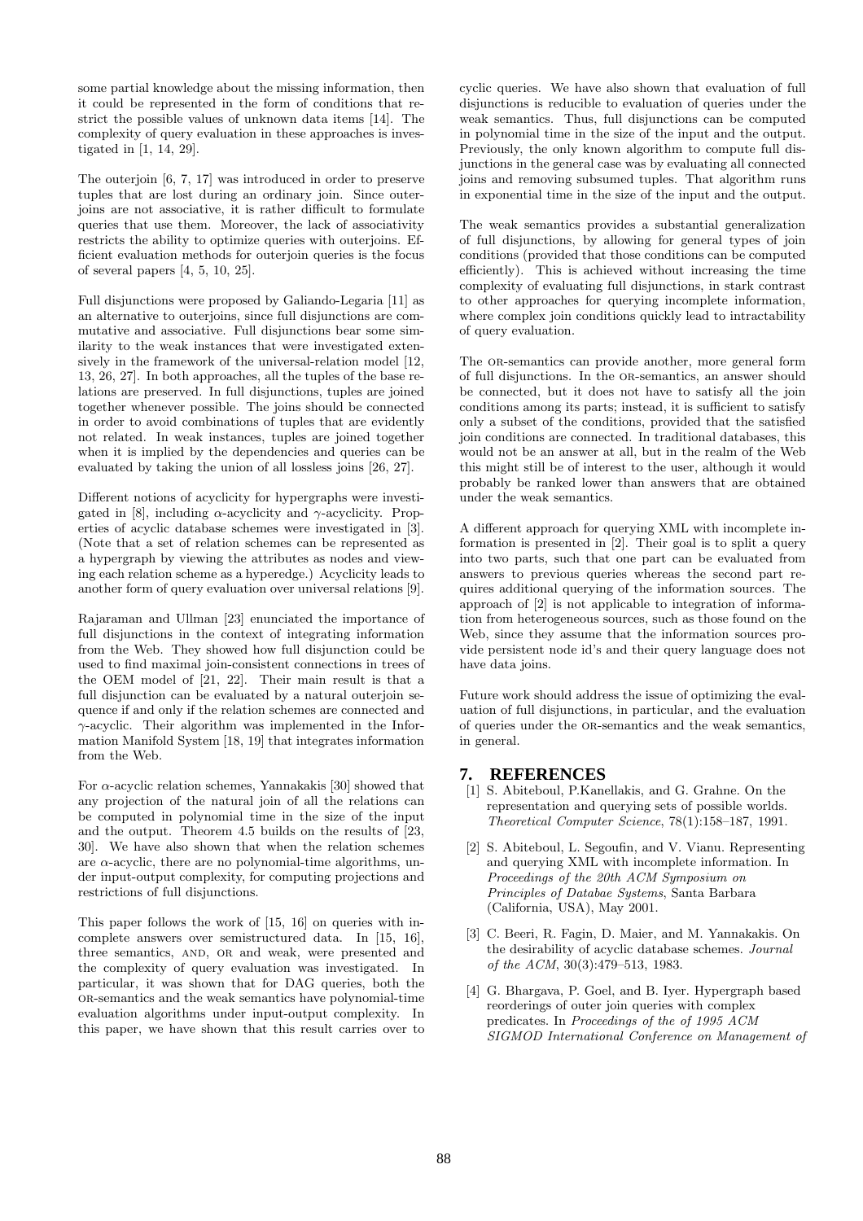some partial knowledge about the missing information, then it could be represented in the form of conditions that restrict the possible values of unknown data items [14]. The complexity of query evaluation in these approaches is investigated in [1, 14, 29].

The outerjoin [6, 7, 17] was introduced in order to preserve tuples that are lost during an ordinary join. Since outerjoins are not associative, it is rather difficult to formulate queries that use them. Moreover, the lack of associativity restricts the ability to optimize queries with outerjoins. Efficient evaluation methods for outerjoin queries is the focus of several papers [4, 5, 10, 25].

Full disjunctions were proposed by Galiando-Legaria [11] as an alternative to outerjoins, since full disjunctions are commutative and associative. Full disjunctions bear some similarity to the weak instances that were investigated extensively in the framework of the universal-relation model [12, 13, 26, 27]. In both approaches, all the tuples of the base relations are preserved. In full disjunctions, tuples are joined together whenever possible. The joins should be connected in order to avoid combinations of tuples that are evidently not related. In weak instances, tuples are joined together when it is implied by the dependencies and queries can be evaluated by taking the union of all lossless joins [26, 27].

Different notions of acyclicity for hypergraphs were investigated in [8], including $\alpha$-acyclicity and $\gamma$-acyclicity. Properties of acyclic database schemes were investigated in [3]. (Note that a set of relation schemes can be represented as a hypergraph by viewing the attributes as nodes and viewing each relation scheme as a hyperedge.) Acyclicity leads to another form of query evaluation over universal relations [9].

Rajaraman and Ullman [23] enunciated the importance of full disjunctions in the context of integrating information from the Web. They showed how full disjunction could be used to find maximal join-consistent connections in trees of the OEM model of [21, 22]. Their main result is that a full disjunction can be evaluated by a natural outerjoin sequence if and only if the relation schemes are connected and $\gamma$-acyclic. Their algorithm was implemented in the Information Manifold System [18, 19] that integrates information from the Web.

For $\alpha$-acyclic relation schemes, Yannakakis [30] showed that any projection of the natural join of all the relations can be computed in polynomial time in the size of the input and the output. Theorem 4.5 builds on the results of [23, 30]. We have also shown that when the relation schemes are $\alpha$-acyclic, there are no polynomial-time algorithms, under input-output complexity, for computing projections and restrictions of full disjunctions.

This paper follows the work of [15, 16] on queries with incomplete answers over semistructured data. In [15, 16], three semantics, AND, OR and weak, were presented and the complexity of query evaluation was investigated. In particular, it was shown that for DAG queries, both the OR-semantics and the weak semantics have polynomial-time evaluation algorithms under input-output complexity. In this paper, we have shown that this result carries over to cyclic queries. We have also shown that evaluation of full disjunctions is reducible to evaluation of queries under the weak semantics. Thus, full disjunctions can be computed in polynomial time in the size of the input and the output. Previously, the only known algorithm to compute full disjunctions in the general case was by evaluating all connected joins and removing subsumed tuples. That algorithm runs in exponential time in the size of the input and the output.

The weak semantics provides a substantial generalization of full disjunctions, by allowing for general types of join conditions (provided that those conditions can be computed efficiently). This is achieved without increasing the time complexity of evaluating full disjunctions, in stark contrast to other approaches for querying incomplete information, where complex join conditions quickly lead to intractability of query evaluation.

The OR-semantics can provide another, more general form of full disjunctions. In the OR-semantics, an answer should be connected, but it does not have to satisfy all the join conditions among its parts; instead, it is sufficient to satisfy only a subset of the conditions, provided that the satisfied join conditions are connected. In traditional databases, this would not be an answer at all, but in the realm of the Web this might still be of interest to the user, although it would probably be ranked lower than answers that are obtained under the weak semantics.

A different approach for querying XML with incomplete information is presented in [2]. Their goal is to split a query into two parts, such that one part can be evaluated from answers to previous queries whereas the second part requires additional querying of the information sources. The approach of [2] is not applicable to integration of information from heterogeneous sources, such as those found on the Web, since they assume that the information sources provide persistent node id's and their query language does not have data joins.

Future work should address the issue of optimizing the evaluation of full disjunctions, in particular, and the evaluation of queries under the OR-semantics and the weak semantics, in general.

## 7. REFERENCES

[1] S. Abiteboul, P.Kanellakis, and G. Grahne. On the representation and querying sets of possible worlds. *Theoretical Computer Science*, 78(1):158–187, 1991.

[2] S. Abiteboul, L. Segoufin, and V. Vianu. Representing and querying XML with incomplete information. In *Proceedings of the 20th ACM Symposium on Principles of Databae Systems*, Santa Barbara (California, USA), May 2001.

[3] C. Beeri, R. Fagin, D. Maier, and M. Yannakakis. On the desirability of acyclic database schemes. *Journal of the ACM*, 30(3):479–513, 1983.

[4] G. Bhargava, P. Goel, and B. Iyer. Hypergraph based reorderings of outer join queries with complex predicates. In *Proceedings of the of 1995 ACM SIGMOD International Conference on Management of*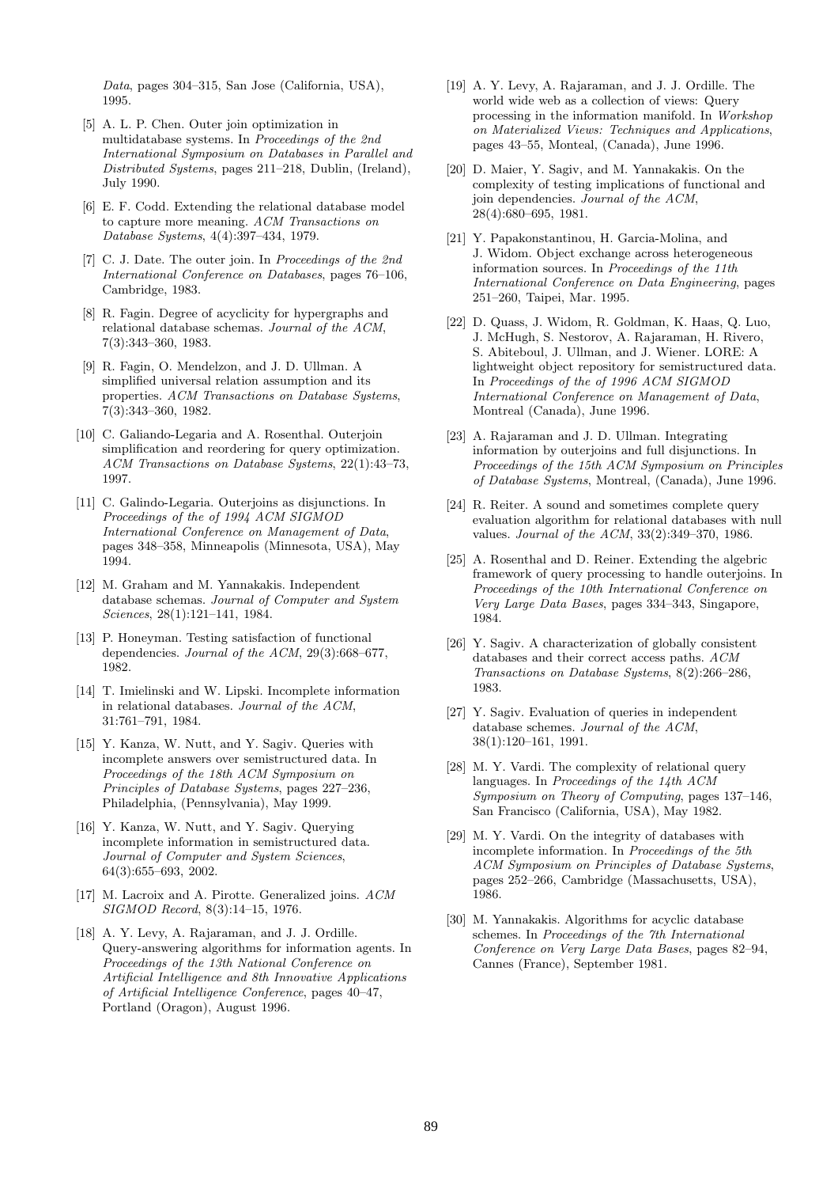*Data*, pages 304–315, San Jose (California, USA), 1995.

[5] A. L. P. Chen. Outer join optimization in multidatabase systems. In *Proceedings of the 2nd International Symposium on Databases in Parallel and Distributed Systems*, pages 211–218, Dublin, (Ireland), July 1990.

[6] E. F. Codd. Extending the relational database model to capture more meaning. *ACM Transactions on Database Systems*, 4(4):397–434, 1979.

[7] C. J. Date. The outer join. In *Proceedings of the 2nd International Conference on Databases*, pages 76–106, Cambridge, 1983.

[8] R. Fagin. Degree of acyclicity for hypergraphs and relational database schemas. *Journal of the ACM*, 7(3):343–360, 1983.

[9] R. Fagin, O. Mendelzon, and J. D. Ullman. A simplified universal relation assumption and its properties. *ACM Transactions on Database Systems*, 7(3):343–360, 1982.

[10] C. Galiando-Legaria and A. Rosenthal. Outerjoin simplification and reordering for query optimization. *ACM Transactions on Database Systems*, 22(1):43–73, 1997.

[11] C. Galindo-Legaria. Outerjoins as disjunctions. In *Proceedings of the of 1994 ACM SIGMOD International Conference on Management of Data*, pages 348–358, Minneapolis (Minnesota, USA), May 1994.

[12] M. Graham and M. Yannakakis. Independent database schemas. *Journal of Computer and System Sciences*, 28(1):121–141, 1984.

[13] P. Honeyman. Testing satisfaction of functional dependencies. *Journal of the ACM*, 29(3):668–677, 1982.

[14] T. Imielinski and W. Lipski. Incomplete information in relational databases. *Journal of the ACM*, 31:761–791, 1984.

[15] Y. Kanza, W. Nutt, and Y. Sagiv. Queries with incomplete answers over semistructured data. In *Proceedings of the 18th ACM Symposium on Principles of Database Systems*, pages 227–236, Philadelphia, (Pennsylvania), May 1999.

[16] Y. Kanza, W. Nutt, and Y. Sagiv. Querying incomplete information in semistructured data. *Journal of Computer and System Sciences*, 64(3):655–693, 2002.

[17] M. Lacroix and A. Pirotte. Generalized joins. *ACM SIGMOD Record*, 8(3):14–15, 1976.

[18] A. Y. Levy, A. Rajaraman, and J. J. Ordille. Query-answering algorithms for information agents. In *Proceedings of the 13th National Conference on Artificial Intelligence and 8th Innovative Applications of Artificial Intelligence Conference*, pages 40–47, Portland (Oragon), August 1996.

[19] A. Y. Levy, A. Rajaraman, and J. J. Ordille. The world wide web as a collection of views: Query processing in the information manifold. In *Workshop on Materialized Views: Techniques and Applications*, pages 43–55, Monteal, (Canada), June 1996.

[20] D. Maier, Y. Sagiv, and M. Yannakakis. On the complexity of testing implications of functional and join dependencies. *Journal of the ACM*, 28(4):680–695, 1981.

[21] Y. Papakonstantinou, H. Garcia-Molina, and J. Widom. Object exchange across heterogeneous information sources. In *Proceedings of the 11th International Conference on Data Engineering*, pages 251–260, Taipei, Mar. 1995.

[22] D. Quass, J. Widom, R. Goldman, K. Haas, Q. Luo, J. McHugh, S. Nestorov, A. Rajaraman, H. Rivero, S. Abiteboul, J. Ullman, and J. Wiener. LORE: A lightweight object repository for semistructured data. In *Proceedings of the of 1996 ACM SIGMOD International Conference on Management of Data*, Montreal (Canada), June 1996.

[23] A. Rajaraman and J. D. Ullman. Integrating information by outerjoins and full disjunctions. In *Proceedings of the 15th ACM Symposium on Principles of Database Systems*, Montreal, (Canada), June 1996.

[24] R. Reiter. A sound and sometimes complete query evaluation algorithm for relational databases with null values. *Journal of the ACM*, 33(2):349–370, 1986.

[25] A. Rosenthal and D. Reiner. Extending the algebric framework of query processing to handle outerjoins. In *Proceedings of the 10th International Conference on Very Large Data Bases*, pages 334–343, Singapore, 1984.

[26] Y. Sagiv. A characterization of globally consistent databases and their correct access paths. *ACM Transactions on Database Systems*, 8(2):266–286, 1983.

[27] Y. Sagiv. Evaluation of queries in independent database schemes. *Journal of the ACM*, 38(1):120–161, 1991.

[28] M. Y. Vardi. The complexity of relational query languages. In *Proceedings of the 14th ACM Symposium on Theory of Computing*, pages 137–146, San Francisco (California, USA), May 1982.

[29] M. Y. Vardi. On the integrity of databases with incomplete information. In *Proceedings of the 5th ACM Symposium on Principles of Database Systems*, pages 252–266, Cambridge (Massachusetts, USA), 1986.

[30] M. Yannakakis. Algorithms for acyclic database schemes. In *Proceedings of the 7th International Conference on Very Large Data Bases*, pages 82–94, Cannes (France), September 1981.